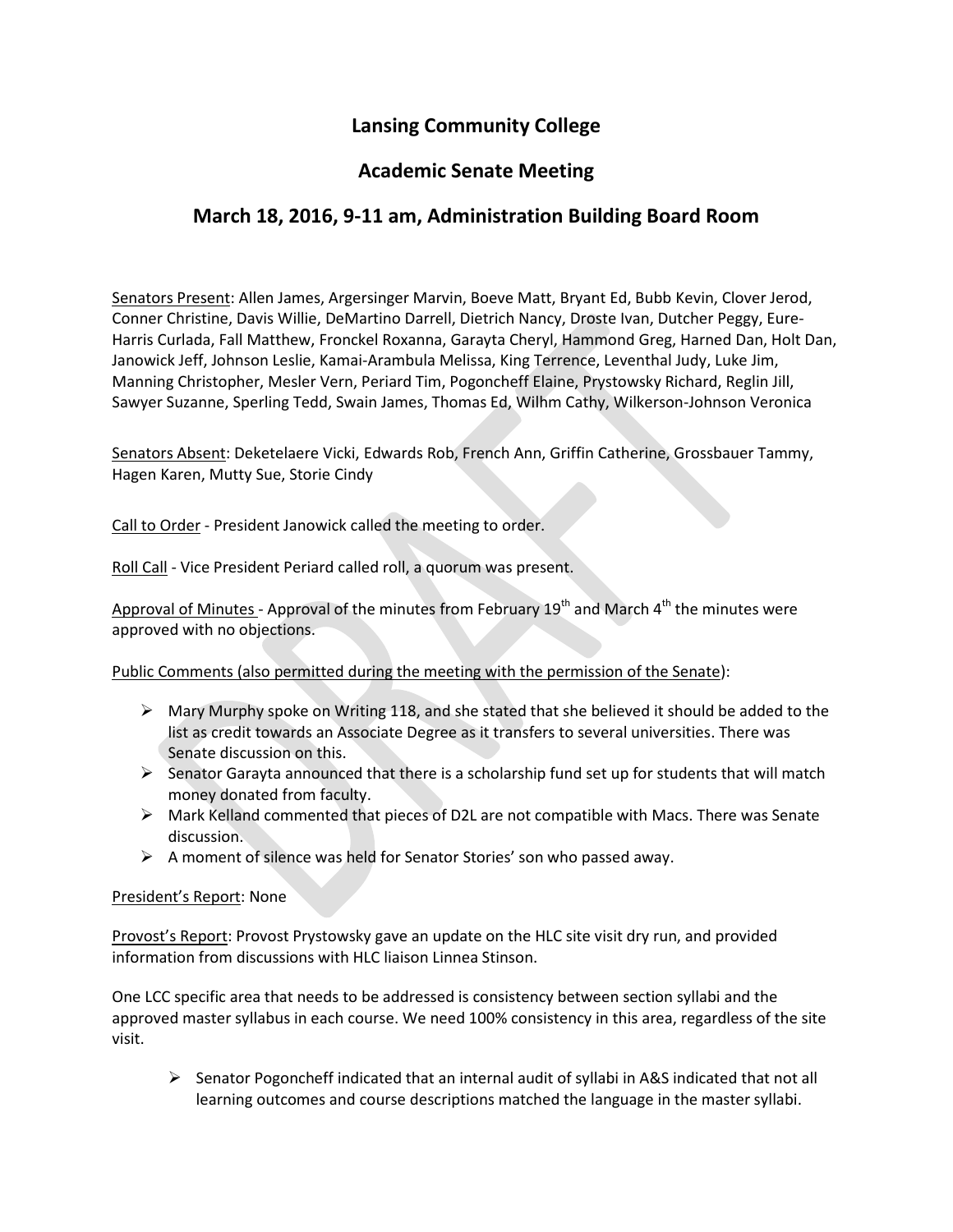# Lansing Community College

## Academic Senate Meeting

## March 18, 2016, 9-11 am, Administration Building Board Room

Senators Present: Allen James, Argersinger Marvin, Boeve Matt, Bryant Ed, Bubb Kevin, Clover Jerod, Conner Christine, Davis Willie, DeMartino Darrell, Dietrich Nancy, Droste Ivan, Dutcher Peggy, Eure-Harris Curlada, Fall Matthew, Fronckel Roxanna, Garayta Cheryl, Hammond Greg, Harned Dan, Holt Dan, Janowick Jeff, Johnson Leslie, Kamai-Arambula Melissa, King Terrence, Leventhal Judy, Luke Jim, Manning Christopher, Mesler Vern, Periard Tim, Pogoncheff Elaine, Prystowsky Richard, Reglin Jill, Sawyer Suzanne, Sperling Tedd, Swain James, Thomas Ed, Wilhm Cathy, Wilkerson-Johnson Veronica

Senators Absent: Deketelaere Vicki, Edwards Rob, French Ann, Griffin Catherine, Grossbauer Tammy, Hagen Karen, Mutty Sue, Storie Cindy

Call to Order - President Janowick called the meeting to order.

Roll Call - Vice President Periard called roll, a quorum was present.

Approval of Minutes - Approval of the minutes from February 19th and March 4th the minutes were approved with no objections.

Public Comments (also permitted during the meeting with the permission of the Senate):

- Mary Murphy spoke on Writing 118, and she stated that she believed it should be added to the list as credit towards an Associate Degree as it transfers to several universities. There was Senate discussion on this.
- Senator Garayta announced that there is a scholarship fund set up for students that will match money donated from faculty.
- Mark Kelland commented that pieces of D2L are not compatible with Macs. There was Senate discussion.
- A moment of silence was held for Senator Stories' son who passed away.

President's Report: None

Provost's Report: Provost Prystowsky gave an update on the HLC site visit dry run, and provided information from discussions with HLC liaison Linnea Stinson.

One LCC specific area that needs to be addressed is consistency between section syllabi and the approved master syllabus in each course. We need 100% consistency in this area, regardless of the site visit.

- Senator Pogoncheff indicated that an internal audit of syllabi in A&S indicated that not all learning outcomes and course descriptions matched the language in the master syllabi.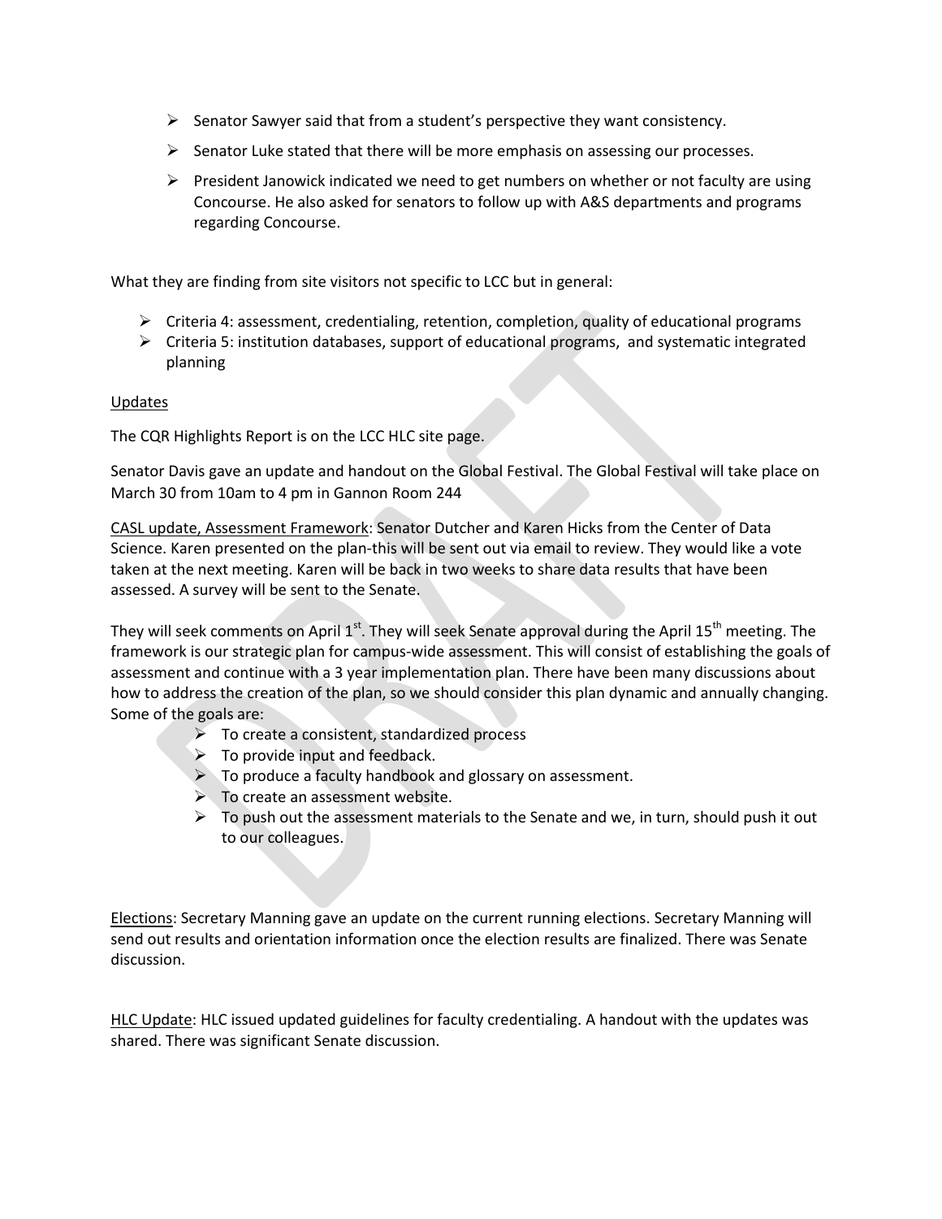- Senator Sawyer said that from a student's perspective they want consistency.
- Senator Luke stated that there will be more emphasis on assessing our processes.
- President Janowick indicated we need to get numbers on whether or not faculty are using Concourse. He also asked for senators to follow up with A&S departments and programs regarding Concourse.

What they are finding from site visitors not specific to LCC but in general:

- Criteria 4: assessment, credentialing, retention, completion, quality of educational programs
- Criteria 5: institution databases, support of educational programs, and systematic integrated planning

<u>Updates</u>

The CQR Highlights Report is on the LCC HLC site page.

Senator Davis gave an update and handout on the Global Festival. The Global Festival will take place on March 30 from 10am to 4 pm in Gannon Room 244

<u>CASL update, Assessment Framework</u>: Senator Dutcher and Karen Hicks from the Center of Data Science. Karen presented on the plan-this will be sent out via email to review. They would like a vote taken at the next meeting. Karen will be back in two weeks to share data results that have been assessed. A survey will be sent to the Senate.

They will seek comments on April 1st. They will seek Senate approval during the April 15th meeting. The framework is our strategic plan for campus-wide assessment. This will consist of establishing the goals of assessment and continue with a 3 year implementation plan. There have been many discussions about how to address the creation of the plan, so we should consider this plan dynamic and annually changing. Some of the goals are:

- To create a consistent, standardized process
- To provide input and feedback.
- To produce a faculty handbook and glossary on assessment.
- To create an assessment website.
- To push out the assessment materials to the Senate and we, in turn, should push it out to our colleagues.

<u>Elections</u>: Secretary Manning gave an update on the current running elections. Secretary Manning will send out results and orientation information once the election results are finalized. There was Senate discussion.

<u>HLC Update</u>: HLC issued updated guidelines for faculty credentialing. A handout with the updates was shared. There was significant Senate discussion.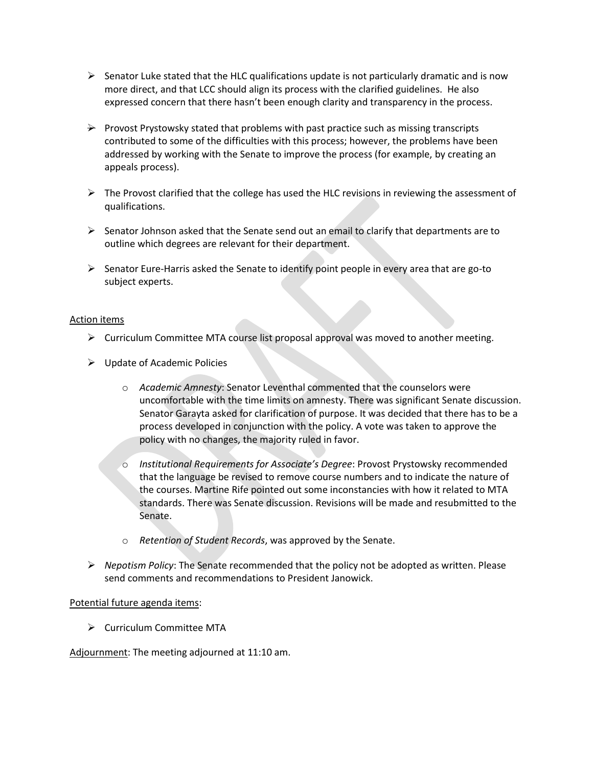- Senator Luke stated that the HLC qualifications update is not particularly dramatic and is now more direct, and that LCC should align its process with the clarified guidelines. He also expressed concern that there hasn't been enough clarity and transparency in the process.

- Provost Prystowsky stated that problems with past practice such as missing transcripts contributed to some of the difficulties with this process; however, the problems have been addressed by working with the Senate to improve the process (for example, by creating an appeals process).

- The Provost clarified that the college has used the HLC revisions in reviewing the assessment of qualifications.

- Senator Johnson asked that the Senate send out an email to clarify that departments are to outline which degrees are relevant for their department.

- Senator Eure-Harris asked the Senate to identify point people in every area that are go-to subject experts.

<u>Action items</u>

- Curriculum Committee MTA course list proposal approval was moved to another meeting.

- Update of Academic Policies

  - *Academic Amnesty*: Senator Leventhal commented that the counselors were uncomfortable with the time limits on amnesty. There was significant Senate discussion. Senator Garayta asked for clarification of purpose. It was decided that there has to be a process developed in conjunction with the policy. A vote was taken to approve the policy with no changes, the majority ruled in favor.

  - *Institutional Requirements for Associate's Degree*: Provost Prystowsky recommended that the language be revised to remove course numbers and to indicate the nature of the courses. Martine Rife pointed out some inconstancies with how it related to MTA standards. There was Senate discussion. Revisions will be made and resubmitted to the Senate.

  - *Retention of Student Records*, was approved by the Senate.

- *Nepotism Policy*: The Senate recommended that the policy not be adopted as written. Please send comments and recommendations to President Janowick.

<u>Potential future agenda items</u>:

- Curriculum Committee MTA

<u>Adjournment</u>: The meeting adjourned at 11:10 am.